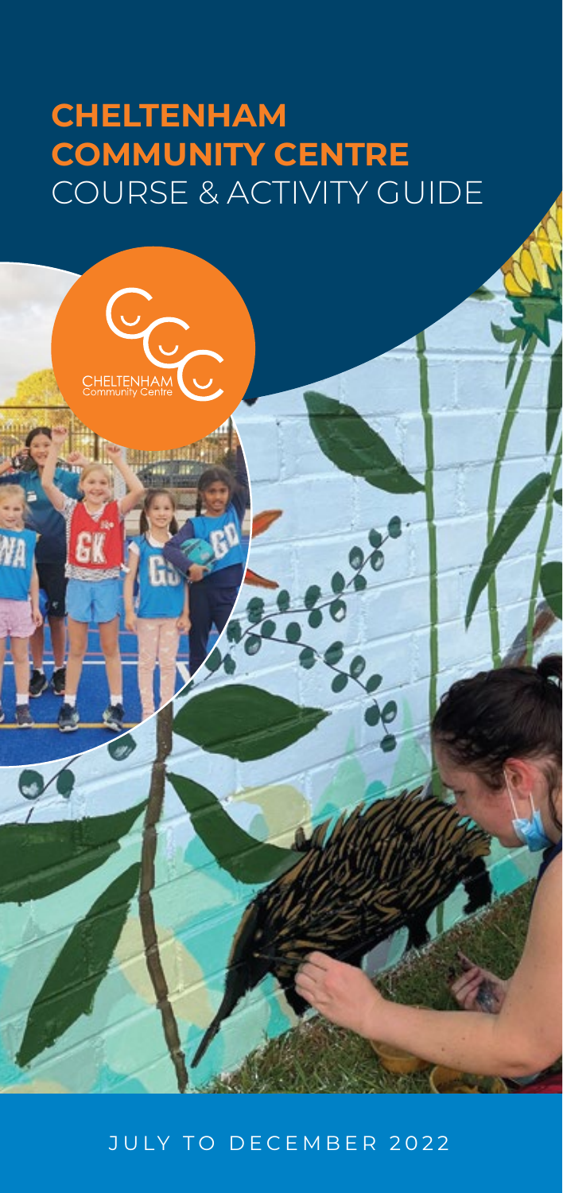# CHELTENHAM COMMUNITY CENTRE
## COURSE & ACTIVITY GUIDE

CHELTENHAM
Community Centre

JULY TO DECEMBER 2022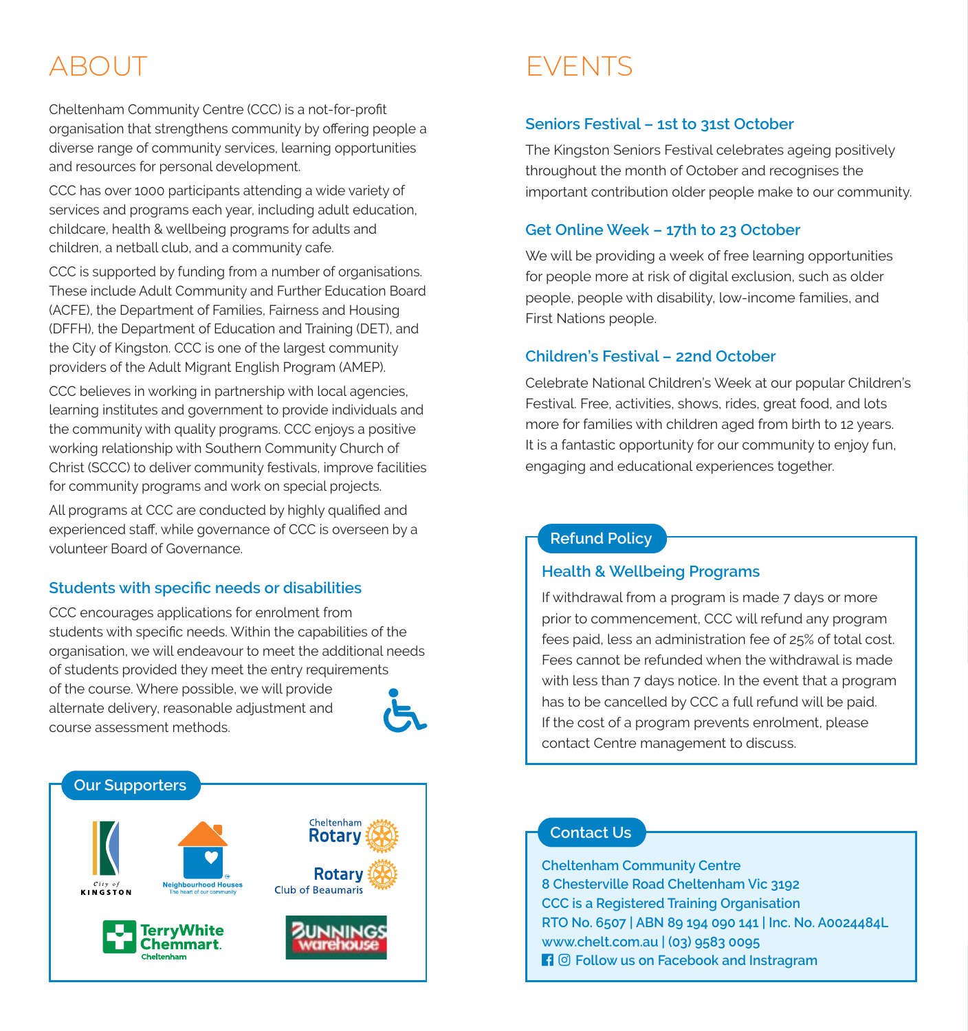# ABOUT

Cheltenham Community Centre (CCC) is a not-for-profit organisation that strengthens community by offering people a diverse range of community services, learning opportunities and resources for personal development.

CCC has over 1000 participants attending a wide variety of services and programs each year, including adult education, childcare, health & wellbeing programs for adults and children, a netball club, and a community cafe.

CCC is supported by funding from a number of organisations. These include Adult Community and Further Education Board (ACFE), the Department of Families, Fairness and Housing (DFFH), the Department of Education and Training (DET), and the City of Kingston. CCC is one of the largest community providers of the Adult Migrant English Program (AMEP).

CCC believes in working in partnership with local agencies, learning institutes and government to provide individuals and the community with quality programs. CCC enjoys a positive working relationship with Southern Community Church of Christ (SCCC) to deliver community festivals, improve facilities for community programs and work on special projects.

All programs at CCC are conducted by highly qualified and experienced staff, while governance of CCC is overseen by a volunteer Board of Governance.

### Students with specific needs or disabilities

CCC encourages applications for enrolment from students with specific needs. Within the capabilities of the organisation, we will endeavour to meet the additional needs of students provided they meet the entry requirements of the course. Where possible, we will provide alternate delivery, reasonable adjustment and course assessment methods.

### Our Supporters

City of Kingston · Neighbourhood Houses – The heart of our community · Cheltenham Rotary · Rotary Club of Beaumaris · TerryWhite Chemmart Cheltenham · Bunnings Warehouse

# EVENTS

### Seniors Festival – 1st to 31st October

The Kingston Seniors Festival celebrates ageing positively throughout the month of October and recognises the important contribution older people make to our community.

### Get Online Week – 17th to 23 October

We will be providing a week of free learning opportunities for people more at risk of digital exclusion, such as older people, people with disability, low-income families, and First Nations people.

### Children's Festival – 22nd October

Celebrate National Children's Week at our popular Children's Festival. Free, activities, shows, rides, great food, and lots more for families with children aged from birth to 12 years. It is a fantastic opportunity for our community to enjoy fun, engaging and educational experiences together.

### Refund Policy

**Health & Wellbeing Programs**

If withdrawal from a program is made 7 days or more prior to commencement, CCC will refund any program fees paid, less an administration fee of 25% of total cost. Fees cannot be refunded when the withdrawal is made with less than 7 days notice. In the event that a program has to be cancelled by CCC a full refund will be paid. If the cost of a program prevents enrolment, please contact Centre management to discuss.

### Contact Us

Cheltenham Community Centre
8 Chesterville Road Cheltenham Vic 3192
CCC is a Registered Training Organisation
RTO No. 6507 | ABN 89 194 090 141 | Inc. No. A0024484L
www.chelt.com.au | (03) 9583 0095
Follow us on Facebook and Instragram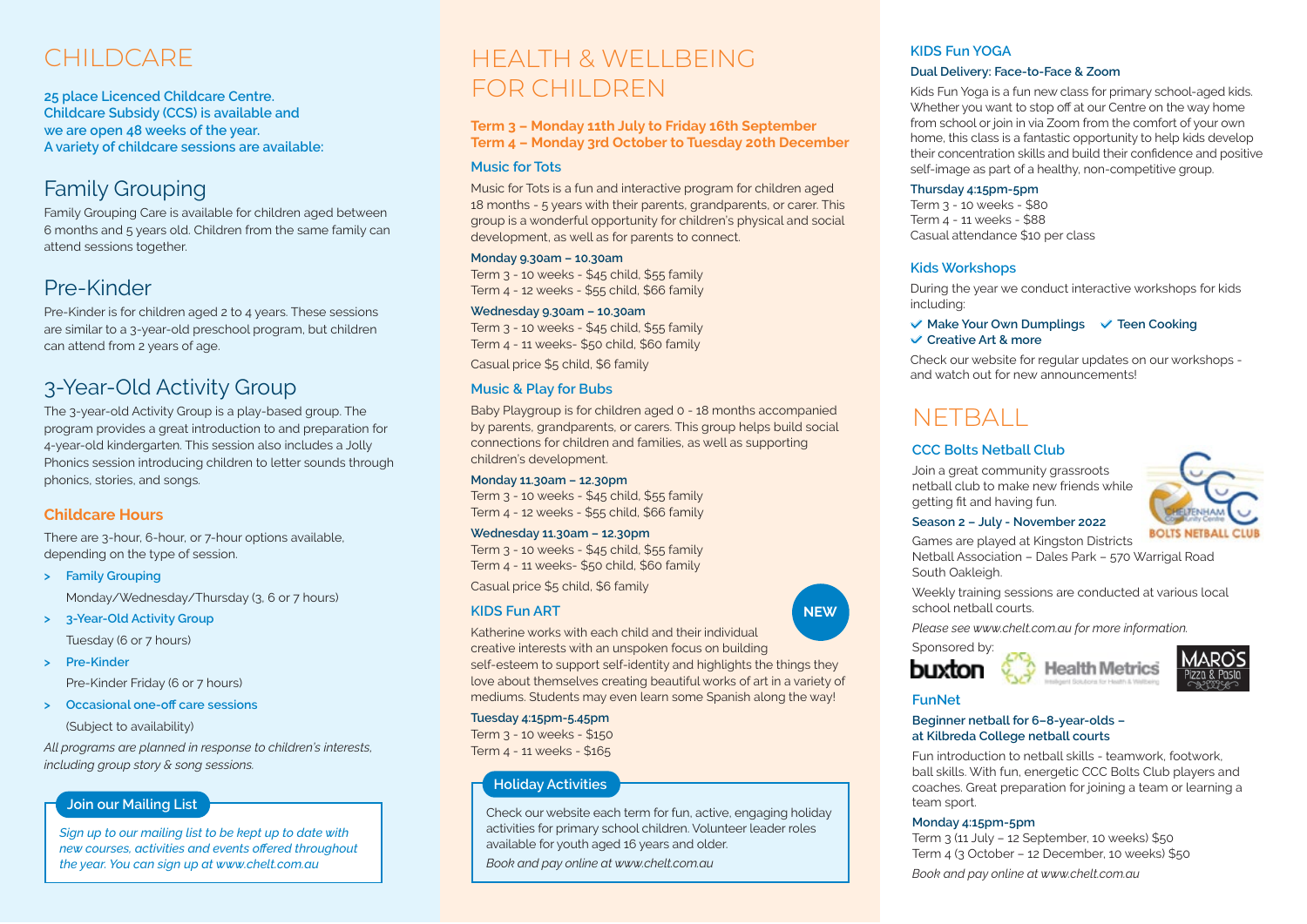# CHILDCARE

**25 place Licenced Childcare Centre.**
**Childcare Subsidy (CCS) is available and we are open 48 weeks of the year.**
**A variety of childcare sessions are available:**

## Family Grouping

Family Grouping Care is available for children aged between 6 months and 5 years old. Children from the same family can attend sessions together.

## Pre-Kinder

Pre-Kinder is for children aged 2 to 4 years. These sessions are similar to a 3-year-old preschool program, but children can attend from 2 years of age.

## 3-Year-Old Activity Group

The 3-year-old Activity Group is a play-based group. The program provides a great introduction to and preparation for 4-year-old kindergarten. This session also includes a Jolly Phonics session introducing children to letter sounds through phonics, stories, and songs.

### Childcare Hours

There are 3-hour, 6-hour, or 7-hour options available, depending on the type of session.

- **Family Grouping**
  Monday/Wednesday/Thursday (3, 6 or 7 hours)
- **3-Year-Old Activity Group**
  Tuesday (6 or 7 hours)
- **Pre-Kinder**
  Pre-Kinder Friday (6 or 7 hours)
- **Occasional one-off care sessions**
  (Subject to availability)

*All programs are planned in response to children's interests, including group story & song sessions.*

**Join our Mailing List**

*Sign up to our mailing list to be kept up to date with new courses, activities and events offered throughout the year. You can sign up at www.chelt.com.au*

# HEALTH & WELLBEING FOR CHILDREN

**Term 3 – Monday 11th July to Friday 16th September**
**Term 4 – Monday 3rd October to Tuesday 20th December**

### Music for Tots

Music for Tots is a fun and interactive program for children aged 18 months - 5 years with their parents, grandparents, or carer. This group is a wonderful opportunity for children's physical and social development, as well as for parents to connect.

**Monday 9.30am – 10.30am**
Term 3 - 10 weeks - $45 child, $55 family
Term 4 - 12 weeks - $55 child, $66 family

**Wednesday 9.30am – 10.30am**
Term 3 - 10 weeks - $45 child, $55 family
Term 4 - 11 weeks- $50 child, $60 family

Casual price $5 child, $6 family

### Music & Play for Bubs

Baby Playgroup is for children aged 0 - 18 months accompanied by parents, grandparents, or carers. This group helps build social connections for children and families, as well as supporting children's development.

**Monday 11.30am – 12.30pm**
Term 3 - 10 weeks - $45 child, $55 family
Term 4 - 12 weeks - $55 child, $66 family

**Wednesday 11.30am – 12.30pm**
Term 3 - 10 weeks - $45 child, $55 family
Term 4 - 11 weeks- $50 child, $60 family

Casual price $5 child, $6 family

### KIDS Fun ART

**NEW**

Katherine works with each child and their individual creative interests with an unspoken focus on building self-esteem to support self-identity and highlights the things they love about themselves creating beautiful works of art in a variety of mediums. Students may even learn some Spanish along the way!

**Tuesday 4:15pm-5.45pm**
Term 3 - 10 weeks - $150
Term 4 - 11 weeks - $165

**Holiday Activities**

Check our website each term for fun, active, engaging holiday activities for primary school children. Volunteer leader roles available for youth aged 16 years and older.

*Book and pay online at www.chelt.com.au*

### KIDS Fun YOGA

**Dual Delivery: Face-to-Face & Zoom**

Kids Fun Yoga is a fun new class for primary school-aged kids. Whether you want to stop off at our Centre on the way home from school or join in via Zoom from the comfort of your own home, this class is a fantastic opportunity to help kids develop their concentration skills and build their confidence and positive self-image as part of a healthy, non-competitive group.

**Thursday 4:15pm-5pm**
Term 3 - 10 weeks - $80
Term 4 - 11 weeks - $88
Casual attendance $10 per class

### Kids Workshops

During the year we conduct interactive workshops for kids including:

- ✓ Make Your Own Dumplings
- ✓ Teen Cooking
- ✓ Creative Art & more

Check our website for regular updates on our workshops - and watch out for new announcements!

# NETBALL

### CCC Bolts Netball Club

Join a great community grassroots netball club to make new friends while getting fit and having fun.

**Season 2 – July - November 2022**

Games are played at Kingston Districts Netball Association – Dales Park – 570 Warrigal Road South Oakleigh.

Weekly training sessions are conducted at various local school netball courts.

*Please see www.chelt.com.au for more information.*

Sponsored by: buxton, Health Metrics, MARO'S Pizza & Pasta

### FunNet

**Beginner netball for 6–8-year-olds – at Kilbreda College netball courts**

Fun introduction to netball skills - teamwork, footwork, ball skills. With fun, energetic CCC Bolts Club players and coaches. Great preparation for joining a team or learning a team sport.

**Monday 4:15pm-5pm**
Term 3 (11 July – 12 September, 10 weeks) $50
Term 4 (3 October – 12 December, 10 weeks) $50

*Book and pay online at www.chelt.com.au*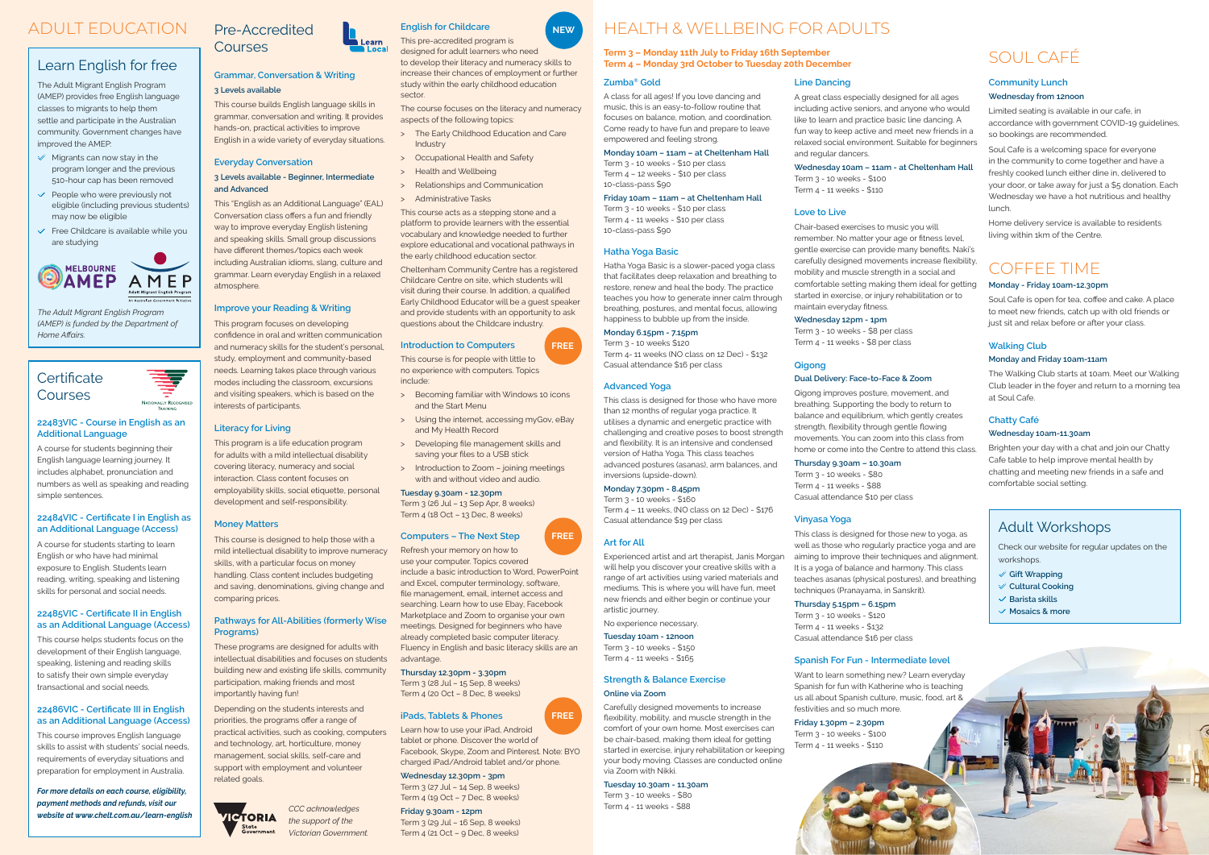# ADULT EDUCATION

## Learn English for free

The Adult Migrant English Program (AMEP) provides free English language classes to migrants to help them settle and participate in the Australian community. Government changes have improved the AMEP:

- Migrants can now stay in the program longer and the previous 510-hour cap has been removed
- People who were previously not eligible (including previous students) may now be eligible
- Free Childcare is available while you are studying

MELBOURNE AMEP | AMEP Adult Migrant English Program — An Australian Government Initiative

*The Adult Migrant English Program (AMEP) is funded by the Department of Home Affairs.*

## Certificate Courses

NATIONALLY RECOGNISED TRAINING

### 22483VIC - Course in English as an Additional Language

A course for students beginning their English language learning journey. It includes alphabet, pronunciation and numbers as well as speaking and reading simple sentences.

### 22484VIC - Certificate I in English as an Additional Language (Access)

A course for students starting to learn English or who have had minimal exposure to English. Students learn reading, writing, speaking and listening skills for personal and social needs.

### 22485VIC - Certificate II in English as an Additional Language (Access)

This course helps students focus on the development of their English language, speaking, listening and reading skills to satisfy their own simple everyday transactional and social needs.

### 22486VIC - Certificate III in English as an Additional Language (Access)

This course improves English language skills to assist with students' social needs, requirements of everyday situations and preparation for employment in Australia.

***For more details on each course, eligibility, payment methods and refunds, visit our website at www.chelt.com.au/learn-english***

## Pre-Accredited Courses

Learn Local

### Grammar, Conversation & Writing

**3 Levels available**

This course builds English language skills in grammar, conversation and writing. It provides hands-on, practical activities to improve English in a wide variety of everyday situations.

### Everyday Conversation

**3 Levels available - Beginner, Intermediate and Advanced**

This "English as an Additional Language" (EAL) Conversation class offers a fun and friendly way to improve everyday English listening and speaking skills. Small group discussions have different themes/topics each week including Australian idioms, slang, culture and grammar. Learn everyday English in a relaxed atmosphere.

### Improve your Reading & Writing

This program focuses on developing confidence in oral and written communication and numeracy skills for the student's personal, study, employment and community-based needs. Learning takes place through various modes including the classroom, excursions and visiting speakers, which is based on the interests of participants.

### Literacy for Living

This program is a life education program for adults with a mild intellectual disability covering literacy, numeracy and social interaction. Class content focuses on employability skills, social etiquette, personal development and self-responsibility.

### Money Matters

This course is designed to help those with a mild intellectual disability to improve numeracy skills, with a particular focus on money handling. Class content includes budgeting and saving, denominations, giving change and comparing prices.

### Pathways for All-Abilities (formerly Wise Programs)

These programs are designed for adults with intellectual disabilities and focuses on students building new and existing life skills, community participation, making friends and most importantly having fun!

Depending on the students interests and priorities, the programs offer a range of practical activities, such as cooking, computers and technology, art, horticulture, money management, social skills, self-care and support with employment and volunteer related goals.

VICTORIA State Government — *CCC acknowledges the support of the Victorian Government.*

### English for Childcare

**NEW**

This pre-accredited program is designed for adult learners who need to develop their literacy and numeracy skills to increase their chances of employment or further study within the early childhood education sector.

The course focuses on the literacy and numeracy aspects of the following topics:

- The Early Childhood Education and Care Industry
- Occupational Health and Safety
- Health and Wellbeing
- Relationships and Communication
- Administrative Tasks

This course acts as a stepping stone and a platform to provide learners with the essential vocabulary and knowledge needed to further explore educational and vocational pathways in the early childhood education sector.

Cheltenham Community Centre has a registered Childcare Centre on site, which students will visit during their course. In addition, a qualified Early Childhood Educator will be a guest speaker and provide students with an opportunity to ask questions about the Childcare industry.

### Introduction to Computers

**FREE**

This course is for people with little to no experience with computers. Topics include:

- Becoming familiar with Windows 10 icons and the Start Menu
- Using the internet, accessing myGov, eBay and My Health Record
- Developing file management skills and saving your files to a USB stick
- Introduction to Zoom – joining meetings with and without video and audio.

**Tuesday 9.30am - 12.30pm**
Term 3 (26 Jul – 13 Sep Apr, 8 weeks)
Term 4 (18 Oct – 13 Dec, 8 weeks)

### Computers – The Next Step

**FREE**

Refresh your memory on how to use your computer. Topics covered include a basic introduction to Word, PowerPoint and Excel, computer terminology, software, file management, email, internet access and searching. Learn how to use Ebay, Facebook Marketplace and Zoom to organise your own meetings. Designed for beginners who have already completed basic computer literacy. Fluency in English and basic literacy skills are an advantage.

**Thursday 12.30pm - 3.30pm**
Term 3 (28 Jul – 15 Sep, 8 weeks)
Term 4 (20 Oct – 8 Dec, 8 weeks)

### iPads, Tablets & Phones

**FREE**

Learn how to use your iPad, Android tablet or phone. Discover the world of Facebook, Skype, Zoom and Pinterest. Note: BYO charged iPad/Android tablet and/or phone.

**Wednesday 12.30pm - 3pm**
Term 3 (27 Jul – 14 Sep, 8 weeks)
Term 4 (19 Oct – 7 Dec, 8 weeks)

**Friday 9.30am - 12pm**
Term 3 (29 Jul – 16 Sep, 8 weeks)
Term 4 (21 Oct – 9 Dec, 8 weeks)

# HEALTH & WELLBEING FOR ADULTS

**Term 3 – Monday 11th July to Friday 16th September**
**Term 4 – Monday 3rd October to Tuesday 20th December**

### Zumba® Gold

A class for all ages! If you love dancing and music, this is an easy-to-follow routine that focuses on balance, motion, and coordination. Come ready to have fun and prepare to leave empowered and feeling strong.

**Monday 10am – 11am – at Cheltenham Hall**
Term 3 - 10 weeks - $10 per class
Term 4 – 12 weeks - $10 per class
10-class-pass $90

**Friday 10am – 11am – at Cheltenham Hall**
Term 3 - 10 weeks - $10 per class
Term 4 - 11 weeks - $10 per class
10-class-pass $90

### Hatha Yoga Basic

Hatha Yoga Basic is a slower-paced yoga class that facilitates deep relaxation and breathing to restore, renew and heal the body. The practice teaches you how to generate inner calm through breathing, postures, and mental focus, allowing happiness to bubble up from the inside.

**Monday 6.15pm - 7.15pm**
Term 3 - 10 weeks $120
Term 4- 11 weeks (NO class on 12 Dec) - $132
Casual attendance $16 per class

### Advanced Yoga

This class is designed for those who have more than 12 months of regular yoga practice. It utilises a dynamic and energetic practice with challenging and creative poses to boost strength and flexibility. It is an intensive and condensed version of Hatha Yoga. This class teaches advanced postures (asanas), arm balances, and inversions (upside-down).

**Monday 7.30pm - 8.45pm**
Term 3 - 10 weeks - $160
Term 4 – 11 weeks, (NO class on 12 Dec) - $176
Casual attendance $19 per class

### Art for All

Experienced artist and art therapist, Janis Morgan will help you discover your creative skills with a range of art activities using varied materials and mediums. This is where you will have fun, meet new friends and either begin or continue your artistic journey.

No experience necessary.

**Tuesday 10am - 12noon**
Term 3 - 10 weeks - $150
Term 4 - 11 weeks - $165

### Strength & Balance Exercise

**Online via Zoom**

Carefully designed movements to increase flexibility, mobility, and muscle strength in the comfort of your own home. Most exercises can be chair-based, making them ideal for getting started in exercise, injury rehabilitation or keeping your body moving. Classes are conducted online via Zoom with Nikki.

**Tuesday 10.30am - 11.30am**
Term 3 - 10 weeks - $80
Term 4 - 11 weeks - $88

### Line Dancing

A great class especially designed for all ages including active seniors, and anyone who would like to learn and practice basic line dancing. A fun way to keep active and meet new friends in a relaxed social environment. Suitable for beginners and regular dancers.

**Wednesday 10am – 11am - at Cheltenham Hall**
Term 3 - 10 weeks - $100
Term 4 - 11 weeks - $110

### Love to Live

Chair-based exercises to music you will remember. No matter your age or fitness level, gentle exercise can provide many benefits. Naki's carefully designed movements increase flexibility, mobility and muscle strength in a social and comfortable setting making them ideal for getting started in exercise, or injury rehabilitation or to maintain everyday fitness.

**Wednesday 12pm - 1pm**
Term 3 - 10 weeks - $8 per class
Term 4 - 11 weeks - $8 per class

### Qigong

**Dual Delivery: Face-to-Face & Zoom**

Qigong improves posture, movement, and breathing. Supporting the body to return to balance and equilibrium, which gently creates strength, flexibility through gentle flowing movements. You can zoom into this class from home or come into the Centre to attend this class.

**Thursday 9.30am – 10.30am**
Term 3 - 10 weeks - $80
Term 4 - 11 weeks - $88
Casual attendance $10 per class

### Vinyasa Yoga

This class is designed for those new to yoga, as well as those who regularly practice yoga and are aiming to improve their techniques and alignment. It is a yoga of balance and harmony. This class teaches asanas (physical postures), and breathing techniques (Pranayama, in Sanskrit).

**Thursday 5.15pm – 6.15pm**
Term 3 - 10 weeks - $120
Term 4 - 11 weeks - $132
Casual attendance $16 per class

### Spanish For Fun - Intermediate level

Want to learn something new? Learn everyday Spanish for fun with Katherine who is teaching us all about Spanish culture, music, food, art & festivities and so much more.

**Friday 1.30pm – 2.30pm**
Term 3 - 10 weeks - $100
Term 4 - 11 weeks - $110

# SOUL CAFÉ

### Community Lunch

**Wednesday from 12noon**

Limited seating is available in our cafe, in accordance with government COVID-19 guidelines, so bookings are recommended.

Soul Cafe is a welcoming space for everyone in the community to come together and have a freshly cooked lunch either dine in, delivered to your door, or take away for just a $5 donation. Each Wednesday we have a hot nutritious and healthy lunch.

Home delivery service is available to residents living within 1km of the Centre.

# COFFEE TIME

**Monday - Friday 10am-12.30pm**

Soul Cafe is open for tea, coffee and cake. A place to meet new friends, catch up with old friends or just sit and relax before or after your class.

### Walking Club

**Monday and Friday 10am-11am**

The Walking Club starts at 10am. Meet our Walking Club leader in the foyer and return to a morning tea at Soul Cafe.

### Chatty Café

**Wednesday 10am-11.30am**

Brighten your day with a chat and join our Chatty Cafe table to help improve mental health by chatting and meeting new friends in a safe and comfortable social setting.

## Adult Workshops

Check our website for regular updates on the workshops.

- **Gift Wrapping**
- **Cultural Cooking**
- **Barista skills**
- **Mosaics & more**